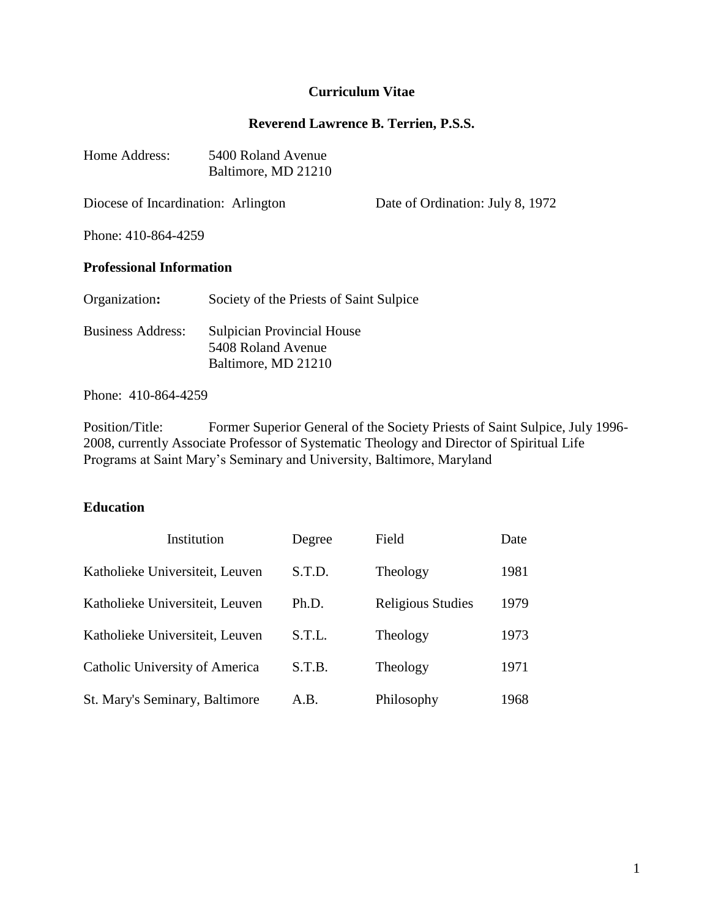# Curriculum Vitae

## Reverend Lawrence B. Terrien, P.S.S.

Home Address: 5400 Roland Avenue
Baltimore, MD 21210

Diocese of Incardination: Arlington    Date of Ordination: July 8, 1972

Phone: 410-864-4259

### Professional Information

Organization**:** Society of the Priests of Saint Sulpice

Business Address: Sulpician Provincial House
5408 Roland Avenue
Baltimore, MD 21210

Phone: 410-864-4259

Position/Title: Former Superior General of the Society Priests of Saint Sulpice, July 1996-2008, currently Associate Professor of Systematic Theology and Director of Spiritual Life Programs at Saint Mary's Seminary and University, Baltimore, Maryland

### Education

| Institution | Degree | Field | Date |
|---|---|---|---|
| Katholieke Universiteit, Leuven | S.T.D. | Theology | 1981 |
| Katholieke Universiteit, Leuven | Ph.D. | Religious Studies | 1979 |
| Katholieke Universiteit, Leuven | S.T.L. | Theology | 1973 |
| Catholic University of America | S.T.B. | Theology | 1971 |
| St. Mary's Seminary, Baltimore | A.B. | Philosophy | 1968 |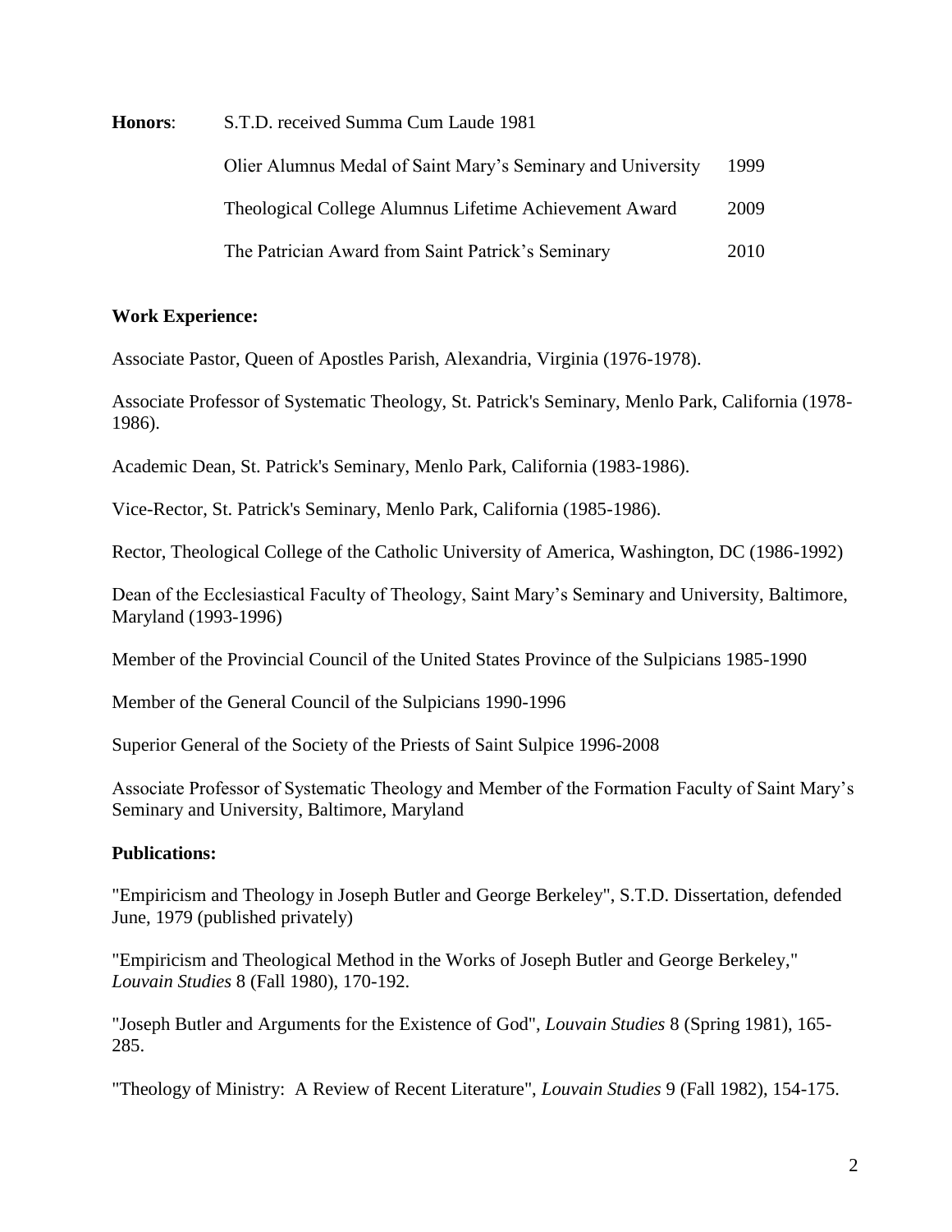**Honors**: S.T.D. received Summa Cum Laude 1981

| | |
|---|---|
| Olier Alumnus Medal of Saint Mary's Seminary and University | 1999 |
| Theological College Alumnus Lifetime Achievement Award | 2009 |
| The Patrician Award from Saint Patrick's Seminary | 2010 |

**Work Experience:**

Associate Pastor, Queen of Apostles Parish, Alexandria, Virginia (1976-1978).

Associate Professor of Systematic Theology, St. Patrick's Seminary, Menlo Park, California (1978-1986).

Academic Dean, St. Patrick's Seminary, Menlo Park, California (1983-1986).

Vice-Rector, St. Patrick's Seminary, Menlo Park, California (1985-1986).

Rector, Theological College of the Catholic University of America, Washington, DC (1986-1992)

Dean of the Ecclesiastical Faculty of Theology, Saint Mary's Seminary and University, Baltimore, Maryland (1993-1996)

Member of the Provincial Council of the United States Province of the Sulpicians 1985-1990

Member of the General Council of the Sulpicians 1990-1996

Superior General of the Society of the Priests of Saint Sulpice 1996-2008

Associate Professor of Systematic Theology and Member of the Formation Faculty of Saint Mary's Seminary and University, Baltimore, Maryland

**Publications:**

"Empiricism and Theology in Joseph Butler and George Berkeley", S.T.D. Dissertation, defended June, 1979 (published privately)

"Empiricism and Theological Method in the Works of Joseph Butler and George Berkeley," *Louvain Studies* 8 (Fall 1980), 170-192.

"Joseph Butler and Arguments for the Existence of God", *Louvain Studies* 8 (Spring 1981), 165-285.

"Theology of Ministry: A Review of Recent Literature", *Louvain Studies* 9 (Fall 1982), 154-175.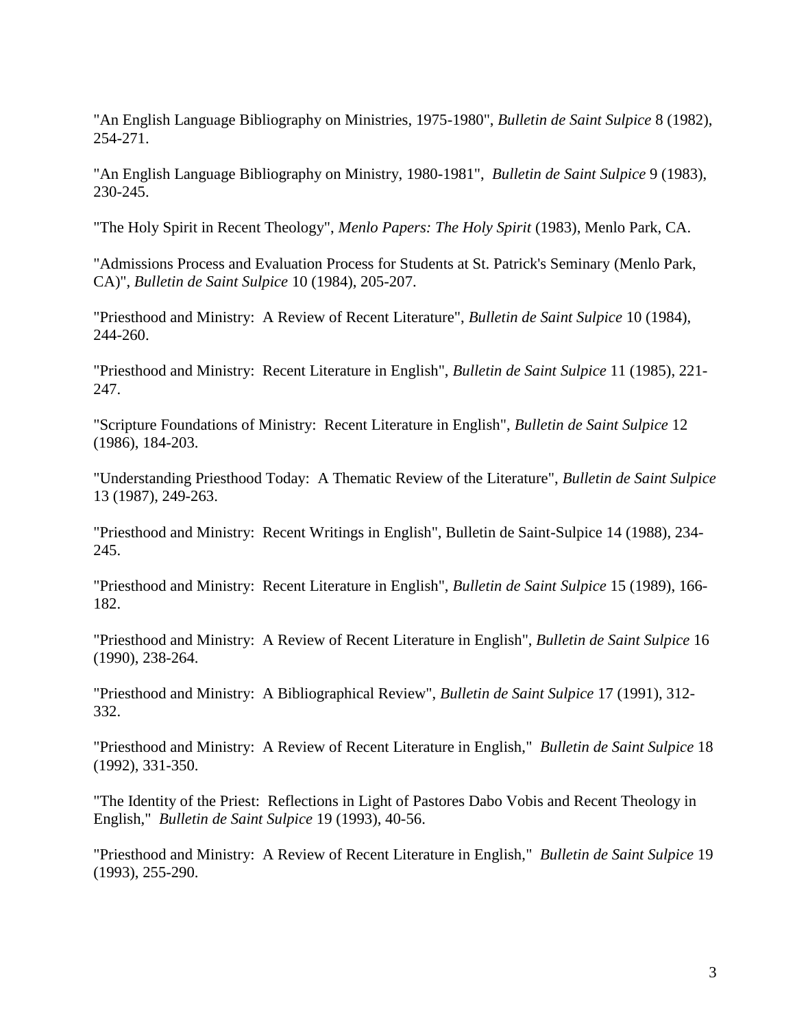"An English Language Bibliography on Ministries, 1975-1980", *Bulletin de Saint Sulpice* 8 (1982), 254-271.

"An English Language Bibliography on Ministry, 1980-1981", *Bulletin de Saint Sulpice* 9 (1983), 230-245.

"The Holy Spirit in Recent Theology", *Menlo Papers: The Holy Spirit* (1983), Menlo Park, CA.

"Admissions Process and Evaluation Process for Students at St. Patrick's Seminary (Menlo Park, CA)", *Bulletin de Saint Sulpice* 10 (1984), 205-207.

"Priesthood and Ministry: A Review of Recent Literature", *Bulletin de Saint Sulpice* 10 (1984), 244-260.

"Priesthood and Ministry: Recent Literature in English", *Bulletin de Saint Sulpice* 11 (1985), 221-247.

"Scripture Foundations of Ministry: Recent Literature in English", *Bulletin de Saint Sulpice* 12 (1986), 184-203.

"Understanding Priesthood Today: A Thematic Review of the Literature", *Bulletin de Saint Sulpice* 13 (1987), 249-263.

"Priesthood and Ministry: Recent Writings in English", Bulletin de Saint-Sulpice 14 (1988), 234-245.

"Priesthood and Ministry: Recent Literature in English", *Bulletin de Saint Sulpice* 15 (1989), 166-182.

"Priesthood and Ministry: A Review of Recent Literature in English", *Bulletin de Saint Sulpice* 16 (1990), 238-264.

"Priesthood and Ministry: A Bibliographical Review", *Bulletin de Saint Sulpice* 17 (1991), 312-332.

"Priesthood and Ministry: A Review of Recent Literature in English," *Bulletin de Saint Sulpice* 18 (1992), 331-350.

"The Identity of the Priest: Reflections in Light of Pastores Dabo Vobis and Recent Theology in English," *Bulletin de Saint Sulpice* 19 (1993), 40-56.

"Priesthood and Ministry: A Review of Recent Literature in English," *Bulletin de Saint Sulpice* 19 (1993), 255-290.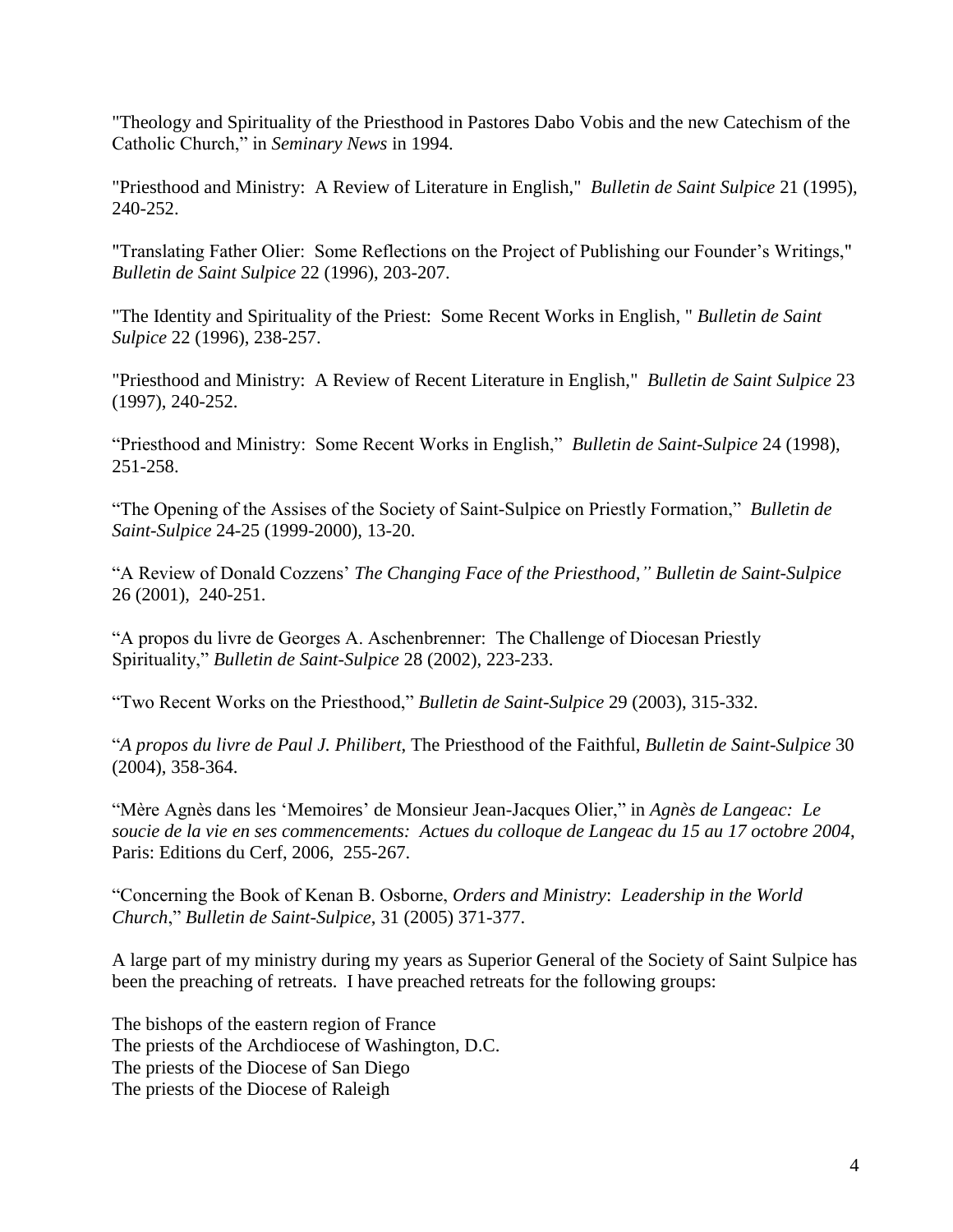"Theology and Spirituality of the Priesthood in Pastores Dabo Vobis and the new Catechism of the Catholic Church," in *Seminary News* in 1994.

"Priesthood and Ministry: A Review of Literature in English," *Bulletin de Saint Sulpice* 21 (1995), 240-252.

"Translating Father Olier: Some Reflections on the Project of Publishing our Founder's Writings," *Bulletin de Saint Sulpice* 22 (1996), 203-207.

"The Identity and Spirituality of the Priest: Some Recent Works in English, " *Bulletin de Saint Sulpice* 22 (1996), 238-257.

"Priesthood and Ministry: A Review of Recent Literature in English," *Bulletin de Saint Sulpice* 23 (1997), 240-252.

"Priesthood and Ministry: Some Recent Works in English," *Bulletin de Saint-Sulpice* 24 (1998), 251-258.

"The Opening of the Assises of the Society of Saint-Sulpice on Priestly Formation," *Bulletin de Saint-Sulpice* 24-25 (1999-2000), 13-20.

"A Review of Donald Cozzens' *The Changing Face of the Priesthood," Bulletin de Saint-Sulpice* 26 (2001), 240-251.

"A propos du livre de Georges A. Aschenbrenner: The Challenge of Diocesan Priestly Spirituality," *Bulletin de Saint-Sulpice* 28 (2002), 223-233.

"Two Recent Works on the Priesthood," *Bulletin de Saint-Sulpice* 29 (2003), 315-332.

"*A propos du livre de Paul J. Philibert*, The Priesthood of the Faithful, *Bulletin de Saint-Sulpice* 30 (2004), 358-364.

"Mère Agnès dans les 'Memoires' de Monsieur Jean-Jacques Olier," in *Agnès de Langeac: Le soucie de la vie en ses commencements: Actues du colloque de Langeac du 15 au 17 octobre 2004*, Paris: Editions du Cerf, 2006, 255-267.

"Concerning the Book of Kenan B. Osborne, *Orders and Ministry*: *Leadership in the World Church*," *Bulletin de Saint-Sulpice*, 31 (2005) 371-377.

A large part of my ministry during my years as Superior General of the Society of Saint Sulpice has been the preaching of retreats. I have preached retreats for the following groups:

The bishops of the eastern region of France
The priests of the Archdiocese of Washington, D.C.
The priests of the Diocese of San Diego
The priests of the Diocese of Raleigh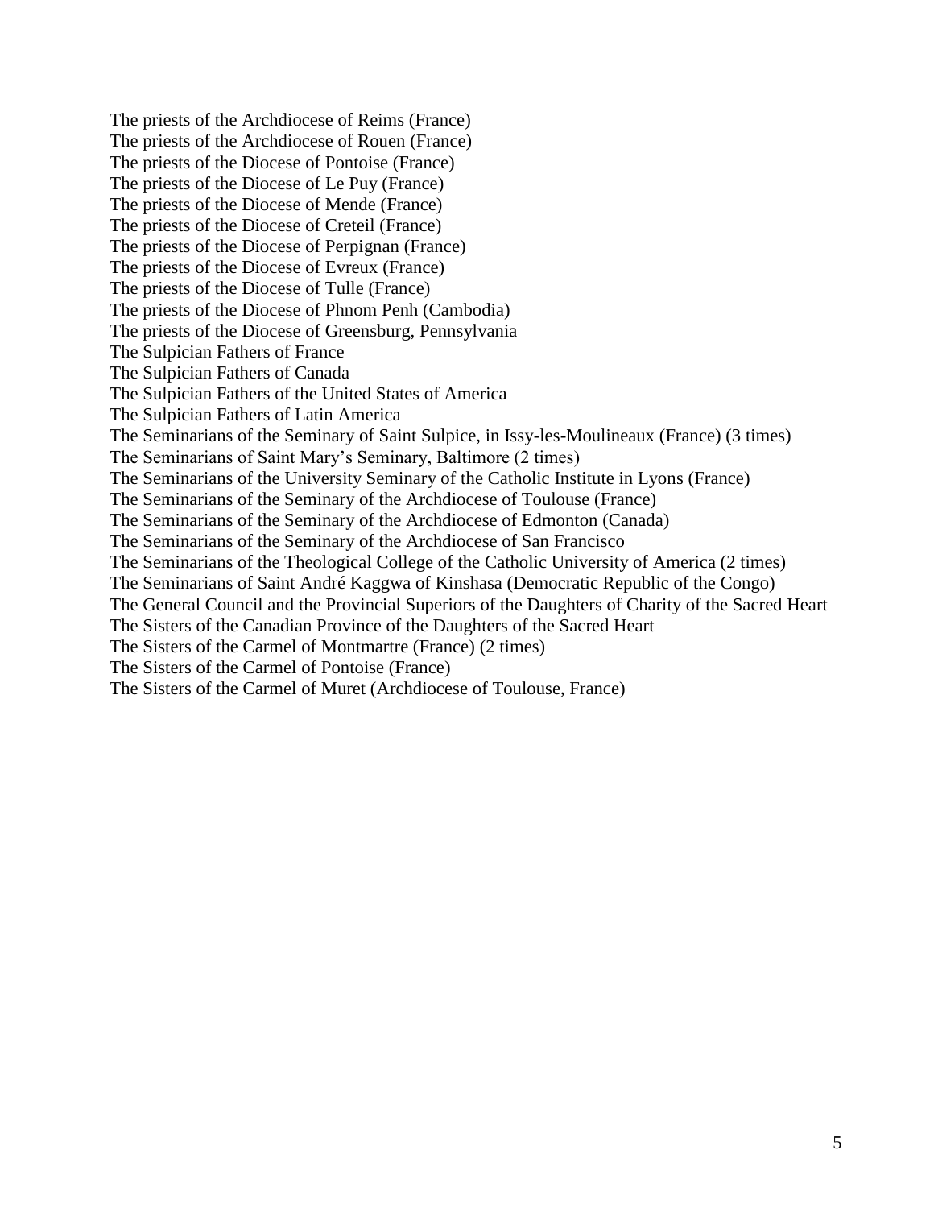The priests of the Archdiocese of Reims (France)
The priests of the Archdiocese of Rouen (France)
The priests of the Diocese of Pontoise (France)
The priests of the Diocese of Le Puy (France)
The priests of the Diocese of Mende (France)
The priests of the Diocese of Creteil (France)
The priests of the Diocese of Perpignan (France)
The priests of the Diocese of Evreux (France)
The priests of the Diocese of Tulle (France)
The priests of the Diocese of Phnom Penh (Cambodia)
The priests of the Diocese of Greensburg, Pennsylvania
The Sulpician Fathers of France
The Sulpician Fathers of Canada
The Sulpician Fathers of the United States of America
The Sulpician Fathers of Latin America
The Seminarians of the Seminary of Saint Sulpice, in Issy-les-Moulineaux (France) (3 times)
The Seminarians of Saint Mary's Seminary, Baltimore (2 times)
The Seminarians of the University Seminary of the Catholic Institute in Lyons (France)
The Seminarians of the Seminary of the Archdiocese of Toulouse (France)
The Seminarians of the Seminary of the Archdiocese of Edmonton (Canada)
The Seminarians of the Seminary of the Archdiocese of San Francisco
The Seminarians of the Theological College of the Catholic University of America (2 times)
The Seminarians of Saint André Kaggwa of Kinshasa (Democratic Republic of the Congo)
The General Council and the Provincial Superiors of the Daughters of Charity of the Sacred Heart
The Sisters of the Canadian Province of the Daughters of the Sacred Heart
The Sisters of the Carmel of Montmartre (France) (2 times)
The Sisters of the Carmel of Pontoise (France)
The Sisters of the Carmel of Muret (Archdiocese of Toulouse, France)